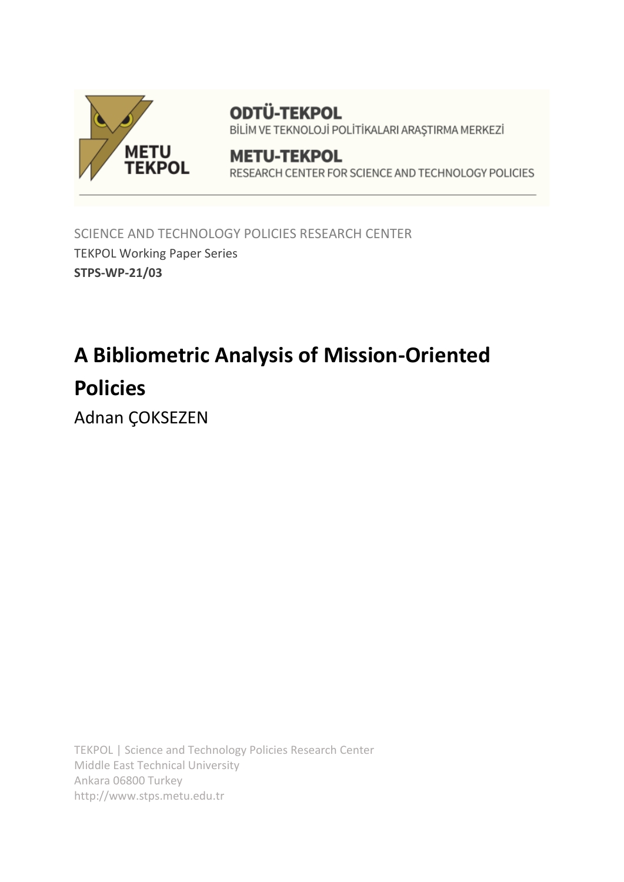ODTÜ-TEKPOL
BİLİM VE TEKNOLOJİ POLİTİKALARI ARAŞTIRMA MERKEZİ

METU-TEKPOL
RESEARCH CENTER FOR SCIENCE AND TECHNOLOGY POLICIES

SCIENCE AND TECHNOLOGY POLICIES RESEARCH CENTER
TEKPOL Working Paper Series
**STPS-WP-21/03**

# A Bibliometric Analysis of Mission-Oriented Policies

Adnan ÇOKSEZEN

TEKPOL | Science and Technology Policies Research Center
Middle East Technical University
Ankara 06800 Turkey
http://www.stps.metu.edu.tr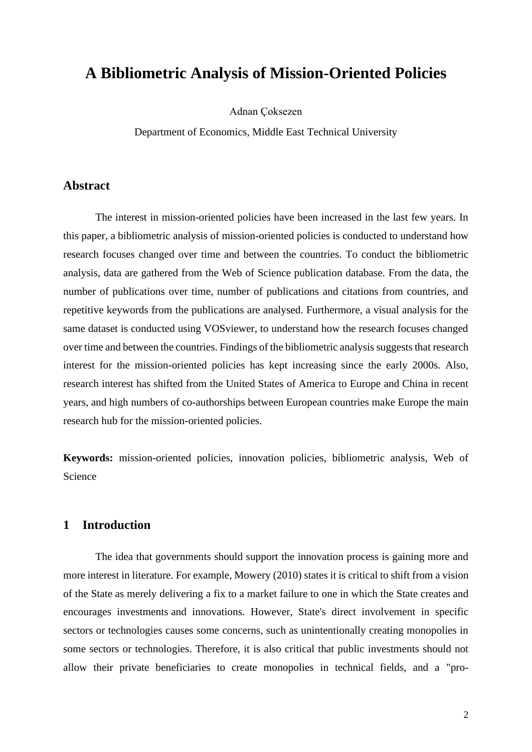# A Bibliometric Analysis of Mission-Oriented Policies

Adnan Çoksezen

Department of Economics, Middle East Technical University

## Abstract

The interest in mission-oriented policies have been increased in the last few years. In this paper, a bibliometric analysis of mission-oriented policies is conducted to understand how research focuses changed over time and between the countries. To conduct the bibliometric analysis, data are gathered from the Web of Science publication database. From the data, the number of publications over time, number of publications and citations from countries, and repetitive keywords from the publications are analysed. Furthermore, a visual analysis for the same dataset is conducted using VOSviewer, to understand how the research focuses changed over time and between the countries. Findings of the bibliometric analysis suggests that research interest for the mission-oriented policies has kept increasing since the early 2000s. Also, research interest has shifted from the United States of America to Europe and China in recent years, and high numbers of co-authorships between European countries make Europe the main research hub for the mission-oriented policies.

**Keywords:** mission-oriented policies, innovation policies, bibliometric analysis, Web of Science

## 1 Introduction

The idea that governments should support the innovation process is gaining more and more interest in literature. For example, Mowery (2010) states it is critical to shift from a vision of the State as merely delivering a fix to a market failure to one in which the State creates and encourages investments and innovations. However, State's direct involvement in specific sectors or technologies causes some concerns, such as unintentionally creating monopolies in some sectors or technologies. Therefore, it is also critical that public investments should not allow their private beneficiaries to create monopolies in technical fields, and a "pro-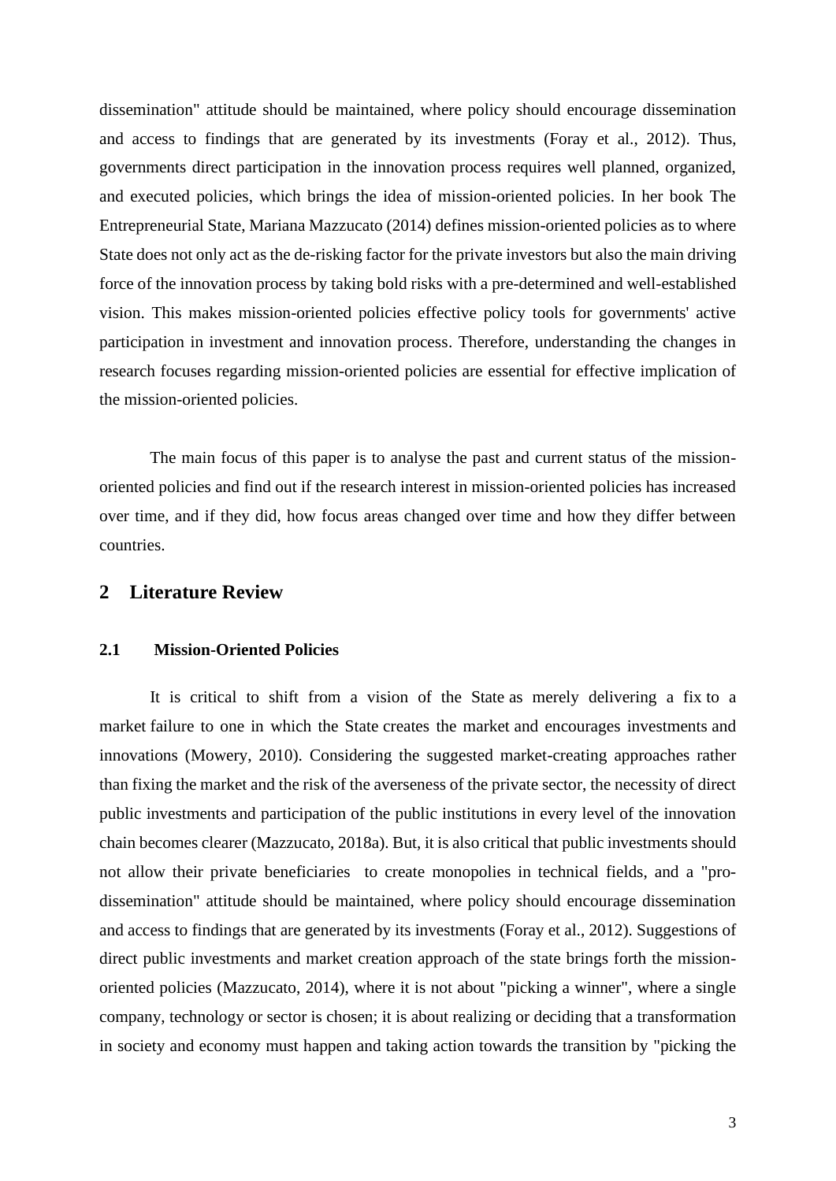dissemination" attitude should be maintained, where policy should encourage dissemination and access to findings that are generated by its investments (Foray et al., 2012). Thus, governments direct participation in the innovation process requires well planned, organized, and executed policies, which brings the idea of mission-oriented policies. In her book The Entrepreneurial State, Mariana Mazzucato (2014) defines mission-oriented policies as to where State does not only act as the de-risking factor for the private investors but also the main driving force of the innovation process by taking bold risks with a pre-determined and well-established vision. This makes mission-oriented policies effective policy tools for governments' active participation in investment and innovation process. Therefore, understanding the changes in research focuses regarding mission-oriented policies are essential for effective implication of the mission-oriented policies.

The main focus of this paper is to analyse the past and current status of the mission-oriented policies and find out if the research interest in mission-oriented policies has increased over time, and if they did, how focus areas changed over time and how they differ between countries.

## 2 Literature Review

### 2.1 Mission-Oriented Policies

It is critical to shift from a vision of the State as merely delivering a fix to a market failure to one in which the State creates the market and encourages investments and innovations (Mowery, 2010). Considering the suggested market-creating approaches rather than fixing the market and the risk of the averseness of the private sector, the necessity of direct public investments and participation of the public institutions in every level of the innovation chain becomes clearer (Mazzucato, 2018a). But, it is also critical that public investments should not allow their private beneficiaries to create monopolies in technical fields, and a "pro-dissemination" attitude should be maintained, where policy should encourage dissemination and access to findings that are generated by its investments (Foray et al., 2012). Suggestions of direct public investments and market creation approach of the state brings forth the mission-oriented policies (Mazzucato, 2014), where it is not about "picking a winner", where a single company, technology or sector is chosen; it is about realizing or deciding that a transformation in society and economy must happen and taking action towards the transition by "picking the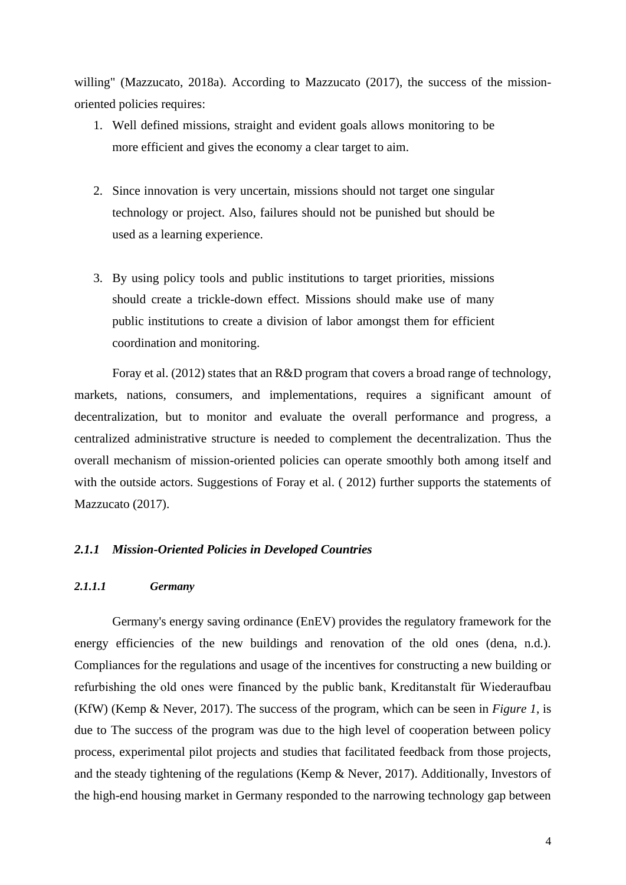willing" (Mazzucato, 2018a). According to Mazzucato (2017), the success of the mission-oriented policies requires:

1. Well defined missions, straight and evident goals allows monitoring to be more efficient and gives the economy a clear target to aim.

2. Since innovation is very uncertain, missions should not target one singular technology or project. Also, failures should not be punished but should be used as a learning experience.

3. By using policy tools and public institutions to target priorities, missions should create a trickle-down effect. Missions should make use of many public institutions to create a division of labor amongst them for efficient coordination and monitoring.

Foray et al. (2012) states that an R&D program that covers a broad range of technology, markets, nations, consumers, and implementations, requires a significant amount of decentralization, but to monitor and evaluate the overall performance and progress, a centralized administrative structure is needed to complement the decentralization. Thus the overall mechanism of mission-oriented policies can operate smoothly both among itself and with the outside actors. Suggestions of Foray et al. ( 2012) further supports the statements of Mazzucato (2017).

### *2.1.1 Mission-Oriented Policies in Developed Countries*

#### *2.1.1.1 Germany*

Germany's energy saving ordinance (EnEV) provides the regulatory framework for the energy efficiencies of the new buildings and renovation of the old ones (dena, n.d.). Compliances for the regulations and usage of the incentives for constructing a new building or refurbishing the old ones were financed by the public bank, Kreditanstalt für Wiederaufbau (KfW) (Kemp & Never, 2017). The success of the program, which can be seen in *Figure 1*, is due to The success of the program was due to the high level of cooperation between policy process, experimental pilot projects and studies that facilitated feedback from those projects, and the steady tightening of the regulations (Kemp & Never, 2017). Additionally, Investors of the high-end housing market in Germany responded to the narrowing technology gap between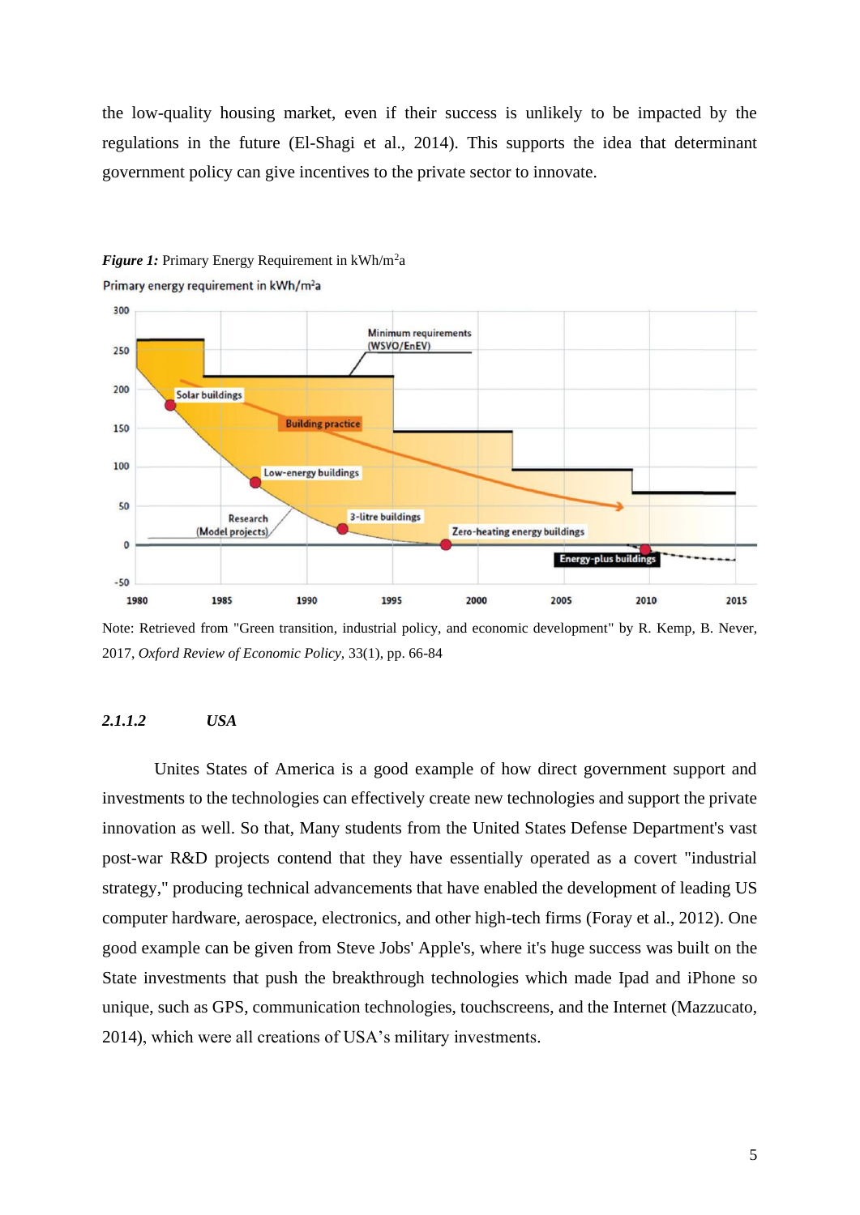the low-quality housing market, even if their success is unlikely to be impacted by the regulations in the future (El-Shagi et al., 2014). This supports the idea that determinant government policy can give incentives to the private sector to innovate.

***Figure 1:*** Primary Energy Requirement in kWh/m²a

Note: Retrieved from "Green transition, industrial policy, and economic development" by R. Kemp, B. Never, 2017, *Oxford Review of Economic Policy*, 33(1), pp. 66-84

#### *2.1.1.2 USA*

Unites States of America is a good example of how direct government support and investments to the technologies can effectively create new technologies and support the private innovation as well. So that, Many students from the United States Defense Department's vast post-war R&D projects contend that they have essentially operated as a covert "industrial strategy," producing technical advancements that have enabled the development of leading US computer hardware, aerospace, electronics, and other high-tech firms (Foray et al., 2012). One good example can be given from Steve Jobs' Apple's, where it's huge success was built on the State investments that push the breakthrough technologies which made Ipad and iPhone so unique, such as GPS, communication technologies, touchscreens, and the Internet (Mazzucato, 2014), which were all creations of USA's military investments.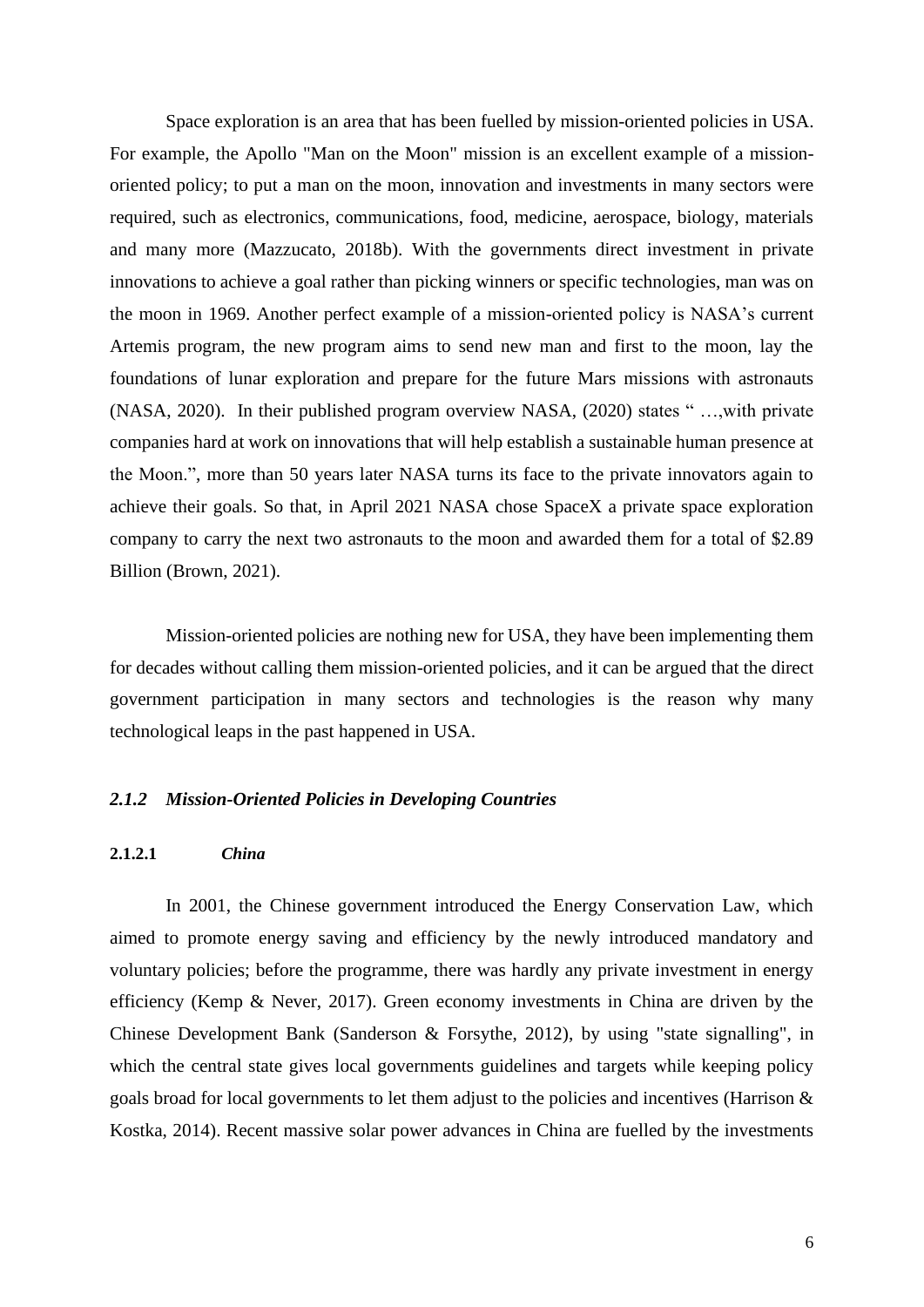Space exploration is an area that has been fuelled by mission-oriented policies in USA. For example, the Apollo "Man on the Moon" mission is an excellent example of a mission-oriented policy; to put a man on the moon, innovation and investments in many sectors were required, such as electronics, communications, food, medicine, aerospace, biology, materials and many more (Mazzucato, 2018b). With the governments direct investment in private innovations to achieve a goal rather than picking winners or specific technologies, man was on the moon in 1969. Another perfect example of a mission-oriented policy is NASA's current Artemis program, the new program aims to send new man and first to the moon, lay the foundations of lunar exploration and prepare for the future Mars missions with astronauts (NASA, 2020). In their published program overview NASA, (2020) states " …,with private companies hard at work on innovations that will help establish a sustainable human presence at the Moon.", more than 50 years later NASA turns its face to the private innovators again to achieve their goals. So that, in April 2021 NASA chose SpaceX a private space exploration company to carry the next two astronauts to the moon and awarded them for a total of $2.89 Billion (Brown, 2021).

Mission-oriented policies are nothing new for USA, they have been implementing them for decades without calling them mission-oriented policies, and it can be argued that the direct government participation in many sectors and technologies is the reason why many technological leaps in the past happened in USA.

### *2.1.2 Mission-Oriented Policies in Developing Countries*

#### 2.1.2.1 *China*

In 2001, the Chinese government introduced the Energy Conservation Law, which aimed to promote energy saving and efficiency by the newly introduced mandatory and voluntary policies; before the programme, there was hardly any private investment in energy efficiency (Kemp & Never, 2017). Green economy investments in China are driven by the Chinese Development Bank (Sanderson & Forsythe, 2012), by using "state signalling", in which the central state gives local governments guidelines and targets while keeping policy goals broad for local governments to let them adjust to the policies and incentives (Harrison & Kostka, 2014). Recent massive solar power advances in China are fuelled by the investments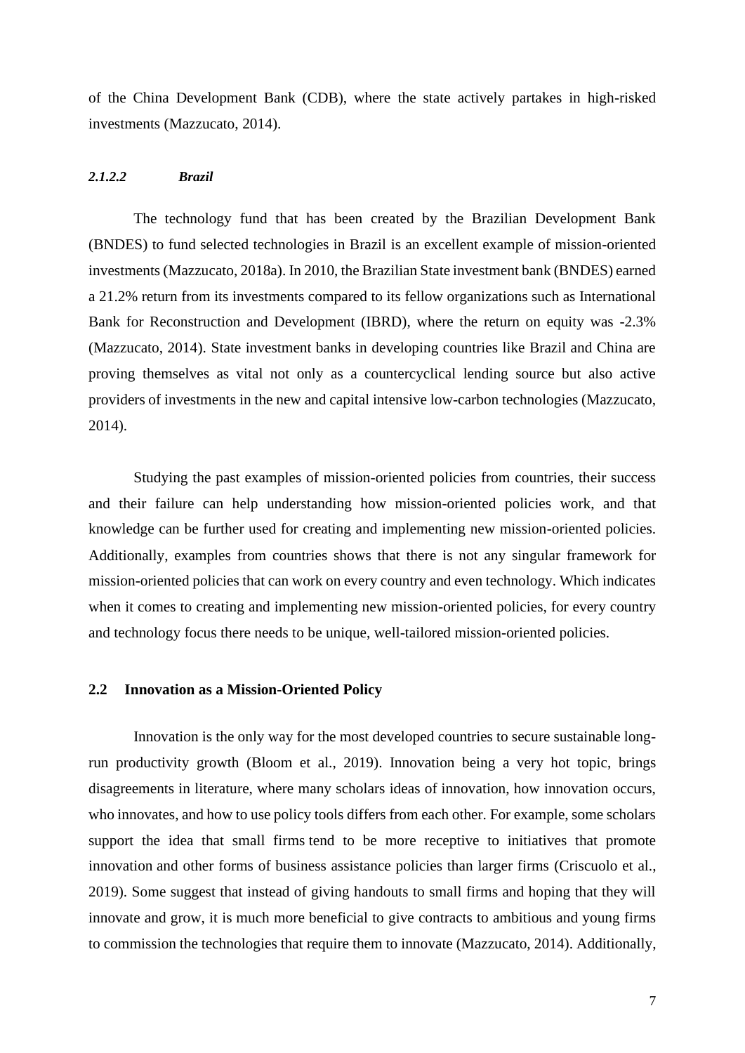of the China Development Bank (CDB), where the state actively partakes in high-risked investments (Mazzucato, 2014).

#### *2.1.2.2 Brazil*

The technology fund that has been created by the Brazilian Development Bank (BNDES) to fund selected technologies in Brazil is an excellent example of mission-oriented investments (Mazzucato, 2018a). In 2010, the Brazilian State investment bank (BNDES) earned a 21.2% return from its investments compared to its fellow organizations such as International Bank for Reconstruction and Development (IBRD), where the return on equity was -2.3% (Mazzucato, 2014). State investment banks in developing countries like Brazil and China are proving themselves as vital not only as a countercyclical lending source but also active providers of investments in the new and capital intensive low-carbon technologies (Mazzucato, 2014).

Studying the past examples of mission-oriented policies from countries, their success and their failure can help understanding how mission-oriented policies work, and that knowledge can be further used for creating and implementing new mission-oriented policies. Additionally, examples from countries shows that there is not any singular framework for mission-oriented policies that can work on every country and even technology. Which indicates when it comes to creating and implementing new mission-oriented policies, for every country and technology focus there needs to be unique, well-tailored mission-oriented policies.

## 2.2 Innovation as a Mission-Oriented Policy

Innovation is the only way for the most developed countries to secure sustainable long-run productivity growth (Bloom et al., 2019). Innovation being a very hot topic, brings disagreements in literature, where many scholars ideas of innovation, how innovation occurs, who innovates, and how to use policy tools differs from each other. For example, some scholars support the idea that small firms tend to be more receptive to initiatives that promote innovation and other forms of business assistance policies than larger firms (Criscuolo et al., 2019). Some suggest that instead of giving handouts to small firms and hoping that they will innovate and grow, it is much more beneficial to give contracts to ambitious and young firms to commission the technologies that require them to innovate (Mazzucato, 2014). Additionally,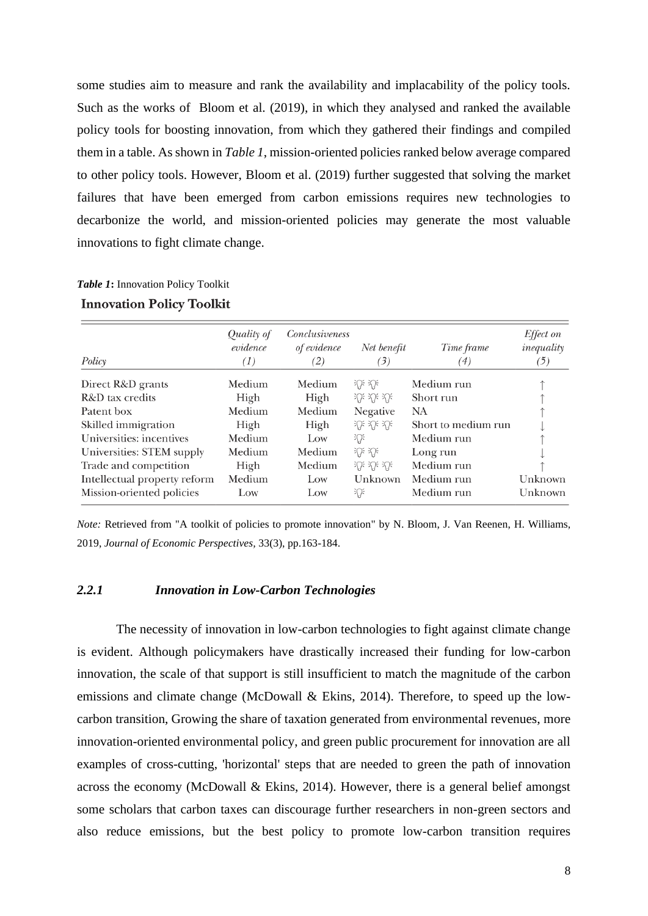some studies aim to measure and rank the availability and implacability of the policy tools. Such as the works of Bloom et al. (2019), in which they analysed and ranked the available policy tools for boosting innovation, from which they gathered their findings and compiled them in a table. As shown in *Table 1*, mission-oriented policies ranked below average compared to other policy tools. However, Bloom et al. (2019) further suggested that solving the market failures that have been emerged from carbon emissions requires new technologies to decarbonize the world, and mission-oriented policies may generate the most valuable innovations to fight climate change.

***Table 1*:** Innovation Policy Toolkit

**Innovation Policy Toolkit**

| Policy | *Quality of evidence* (1) | *Conclusiveness of evidence* (2) | *Net benefit* (3) | *Time frame* (4) | *Effect on inequality* (5) |
|---|---|---|---|---|---|
| Direct R&D grants | Medium | Medium | 💡💡 | Medium run | ↑ |
| R&D tax credits | High | High | 💡💡💡 | Short run | ↑ |
| Patent box | Medium | Medium | Negative | NA | ↑ |
| Skilled immigration | High | High | 💡💡💡 | Short to medium run | ↓ |
| Universities: incentives | Medium | Low | 💡 | Medium run | ↑ |
| Universities: STEM supply | Medium | Medium | 💡💡 | Long run | ↓ |
| Trade and competition | High | Medium | 💡💡💡 | Medium run | ↑ |
| Intellectual property reform | Medium | Low | Unknown | Medium run | Unknown |
| Mission-oriented policies | Low | Low | 💡 | Medium run | Unknown |

*Note:* Retrieved from "A toolkit of policies to promote innovation" by N. Bloom, J. Van Reenen, H. Williams, 2019, *Journal of Economic Perspectives*, 33(3), pp.163-184.

### *2.2.1 Innovation in Low-Carbon Technologies*

The necessity of innovation in low-carbon technologies to fight against climate change is evident. Although policymakers have drastically increased their funding for low-carbon innovation, the scale of that support is still insufficient to match the magnitude of the carbon emissions and climate change (McDowall & Ekins, 2014). Therefore, to speed up the low-carbon transition, Growing the share of taxation generated from environmental revenues, more innovation-oriented environmental policy, and green public procurement for innovation are all examples of cross-cutting, 'horizontal' steps that are needed to green the path of innovation across the economy (McDowall & Ekins, 2014). However, there is a general belief amongst some scholars that carbon taxes can discourage further researchers in non-green sectors and also reduce emissions, but the best policy to promote low-carbon transition requires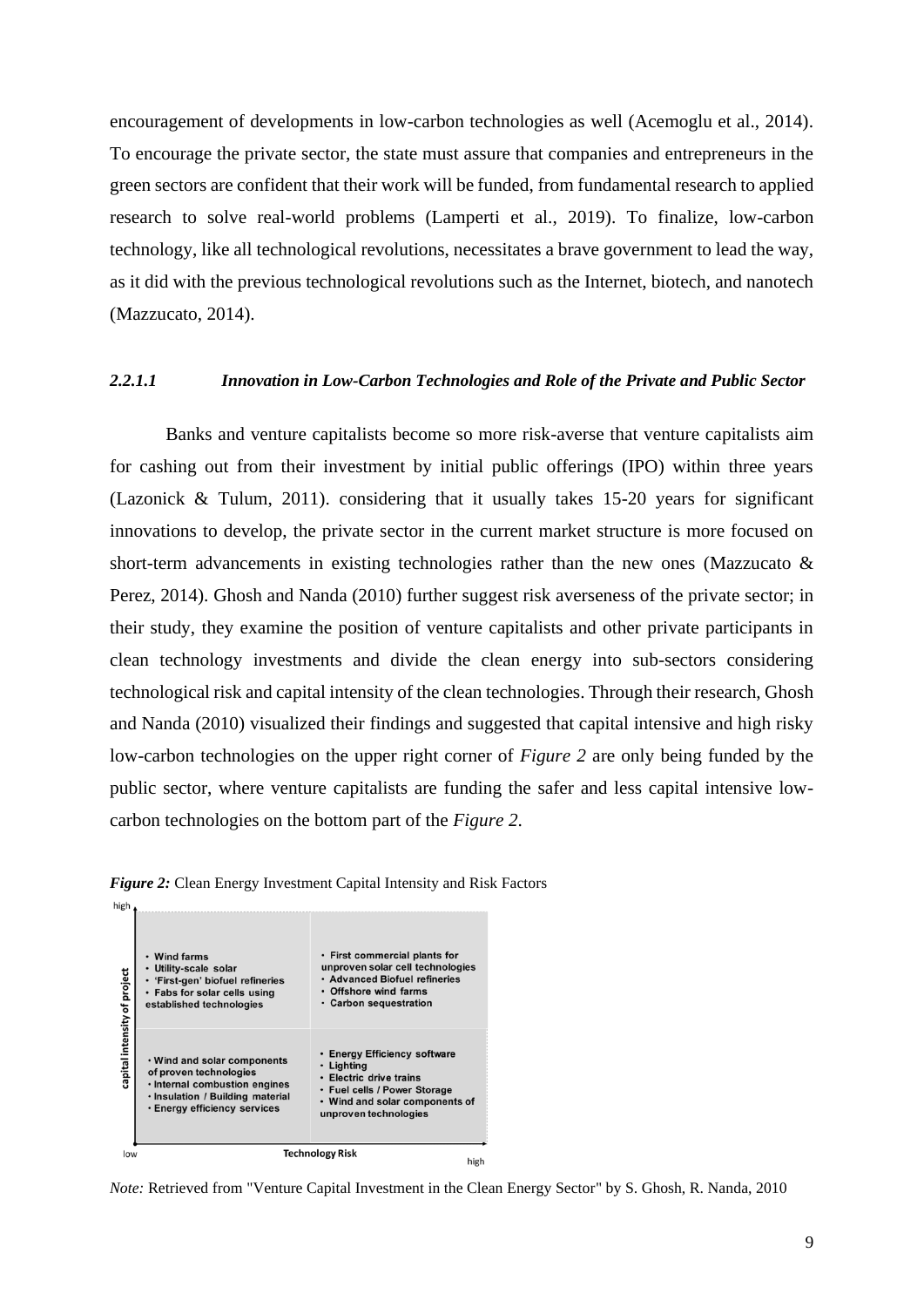encouragement of developments in low-carbon technologies as well (Acemoglu et al., 2014). To encourage the private sector, the state must assure that companies and entrepreneurs in the green sectors are confident that their work will be funded, from fundamental research to applied research to solve real-world problems (Lamperti et al., 2019). To finalize, low-carbon technology, like all technological revolutions, necessitates a brave government to lead the way, as it did with the previous technological revolutions such as the Internet, biotech, and nanotech (Mazzucato, 2014).

#### *2.2.1.1 Innovation in Low-Carbon Technologies and Role of the Private and Public Sector*

Banks and venture capitalists become so more risk-averse that venture capitalists aim for cashing out from their investment by initial public offerings (IPO) within three years (Lazonick & Tulum, 2011). considering that it usually takes 15-20 years for significant innovations to develop, the private sector in the current market structure is more focused on short-term advancements in existing technologies rather than the new ones (Mazzucato & Perez, 2014). Ghosh and Nanda (2010) further suggest risk averseness of the private sector; in their study, they examine the position of venture capitalists and other private participants in clean technology investments and divide the clean energy into sub-sectors considering technological risk and capital intensity of the clean technologies. Through their research, Ghosh and Nanda (2010) visualized their findings and suggested that capital intensive and high risky low-carbon technologies on the upper right corner of *Figure 2* are only being funded by the public sector, where venture capitalists are funding the safer and less capital intensive low-carbon technologies on the bottom part of the *Figure 2*.

***Figure 2:*** Clean Energy Investment Capital Intensity and Risk Factors

| Capital intensity of project \ Technology Risk | Low technology risk | High technology risk |
|---|---|---|
| High | • Wind farms<br>• Utility-scale solar<br>• 'First-gen' biofuel refineries<br>• Fabs for solar cells using established technologies | • First commercial plants for unproven solar cell technologies<br>• Advanced Biofuel refineries<br>• Offshore wind farms<br>• Carbon sequestration |
| Low | • Wind and solar components of proven technologies<br>• Internal combustion engines<br>• Insulation / Building material<br>• Energy efficiency services | • Energy Efficiency software<br>• Lighting<br>• Electric drive trains<br>• Fuel cells / Power Storage<br>• Wind and solar components of unproven technologies |

*Note:* Retrieved from "Venture Capital Investment in the Clean Energy Sector" by S. Ghosh, R. Nanda, 2010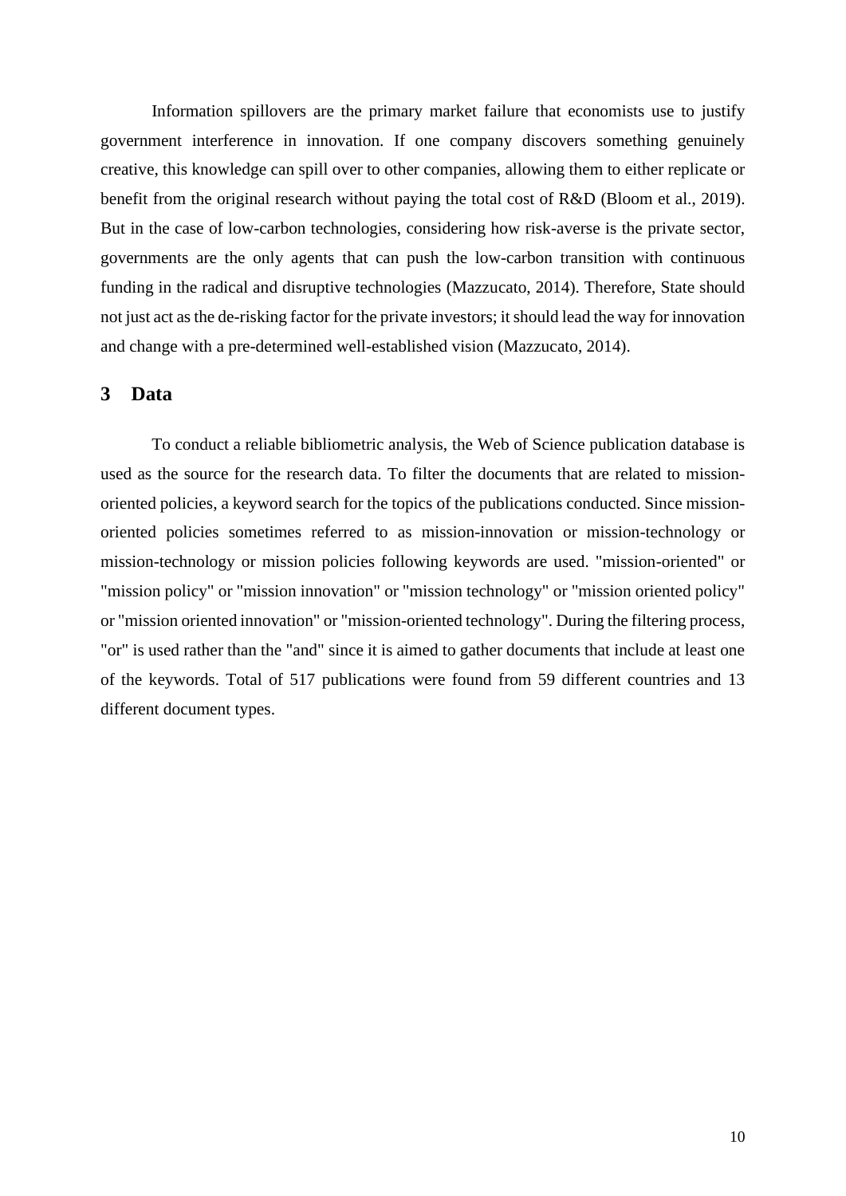Information spillovers are the primary market failure that economists use to justify government interference in innovation. If one company discovers something genuinely creative, this knowledge can spill over to other companies, allowing them to either replicate or benefit from the original research without paying the total cost of R&D (Bloom et al., 2019). But in the case of low-carbon technologies, considering how risk-averse is the private sector, governments are the only agents that can push the low-carbon transition with continuous funding in the radical and disruptive technologies (Mazzucato, 2014). Therefore, State should not just act as the de-risking factor for the private investors; it should lead the way for innovation and change with a pre-determined well-established vision (Mazzucato, 2014).

## 3 Data

To conduct a reliable bibliometric analysis, the Web of Science publication database is used as the source for the research data. To filter the documents that are related to mission-oriented policies, a keyword search for the topics of the publications conducted. Since mission-oriented policies sometimes referred to as mission-innovation or mission-technology or mission-technology or mission policies following keywords are used. "mission-oriented" or "mission policy" or "mission innovation" or "mission technology" or "mission oriented policy" or "mission oriented innovation" or "mission-oriented technology". During the filtering process, "or" is used rather than the "and" since it is aimed to gather documents that include at least one of the keywords. Total of 517 publications were found from 59 different countries and 13 different document types.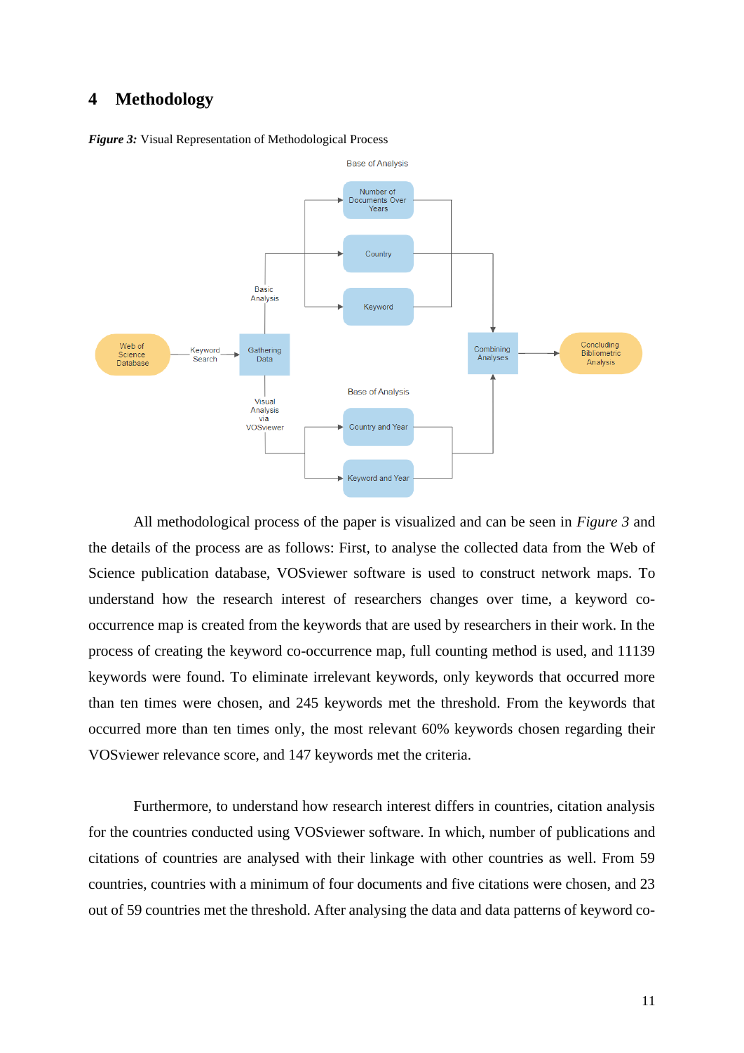# 4 Methodology

***Figure 3:*** Visual Representation of Methodological Process

All methodological process of the paper is visualized and can be seen in *Figure 3* and the details of the process are as follows: First, to analyse the collected data from the Web of Science publication database, VOSviewer software is used to construct network maps. To understand how the research interest of researchers changes over time, a keyword co-occurrence map is created from the keywords that are used by researchers in their work. In the process of creating the keyword co-occurrence map, full counting method is used, and 11139 keywords were found. To eliminate irrelevant keywords, only keywords that occurred more than ten times were chosen, and 245 keywords met the threshold. From the keywords that occurred more than ten times only, the most relevant 60% keywords chosen regarding their VOSviewer relevance score, and 147 keywords met the criteria.

Furthermore, to understand how research interest differs in countries, citation analysis for the countries conducted using VOSviewer software. In which, number of publications and citations of countries are analysed with their linkage with other countries as well. From 59 countries, countries with a minimum of four documents and five citations were chosen, and 23 out of 59 countries met the threshold. After analysing the data and data patterns of keyword co-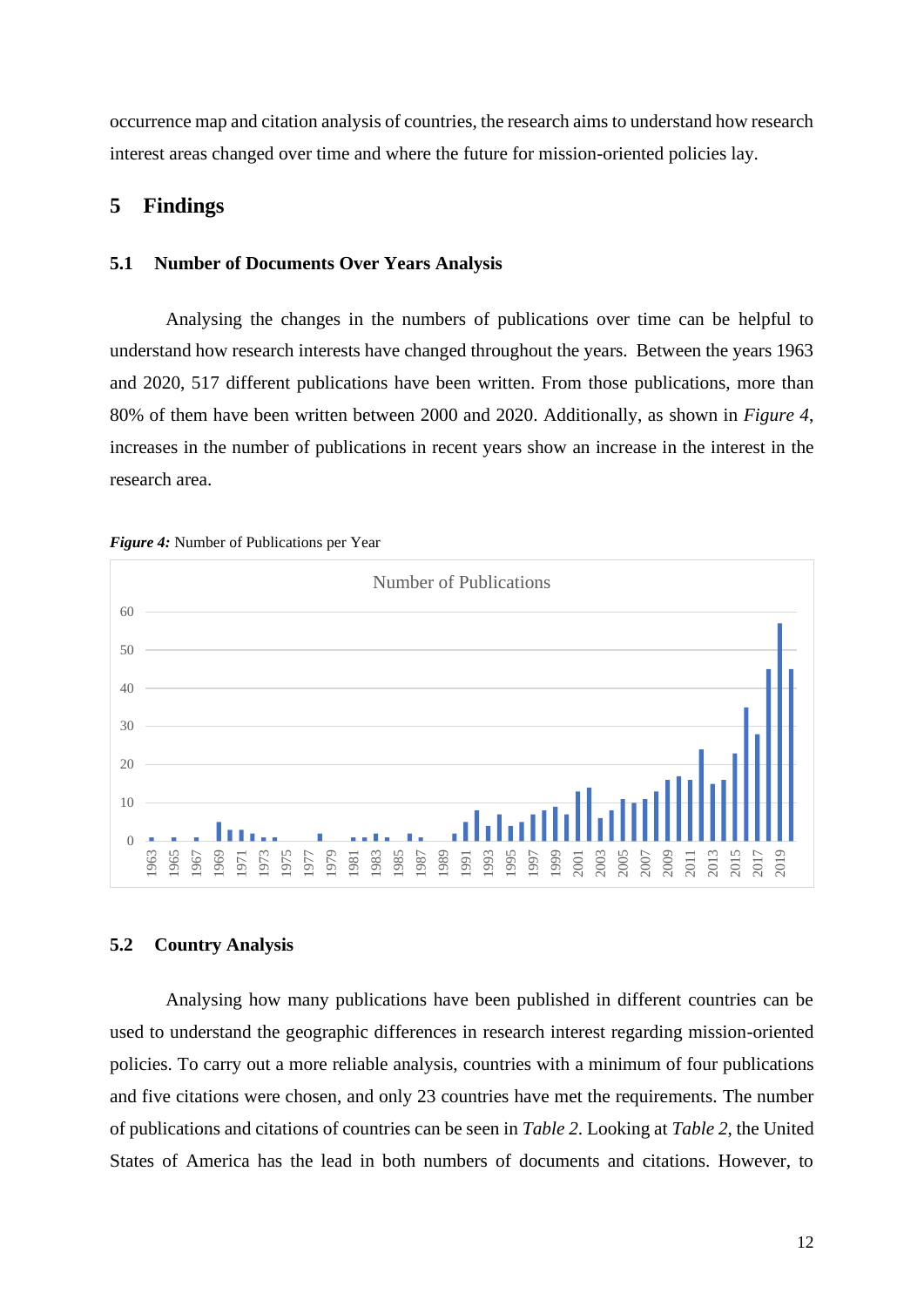occurrence map and citation analysis of countries, the research aims to understand how research interest areas changed over time and where the future for mission-oriented policies lay.

# 5 Findings

## 5.1 Number of Documents Over Years Analysis

Analysing the changes in the numbers of publications over time can be helpful to understand how research interests have changed throughout the years. Between the years 1963 and 2020, 517 different publications have been written. From those publications, more than 80% of them have been written between 2000 and 2020. Additionally, as shown in *Figure 4*, increases in the number of publications in recent years show an increase in the interest in the research area.

***Figure 4:*** Number of Publications per Year

## 5.2 Country Analysis

Analysing how many publications have been published in different countries can be used to understand the geographic differences in research interest regarding mission-oriented policies. To carry out a more reliable analysis, countries with a minimum of four publications and five citations were chosen, and only 23 countries have met the requirements. The number of publications and citations of countries can be seen in *Table 2*. Looking at *Table 2*, the United States of America has the lead in both numbers of documents and citations. However, to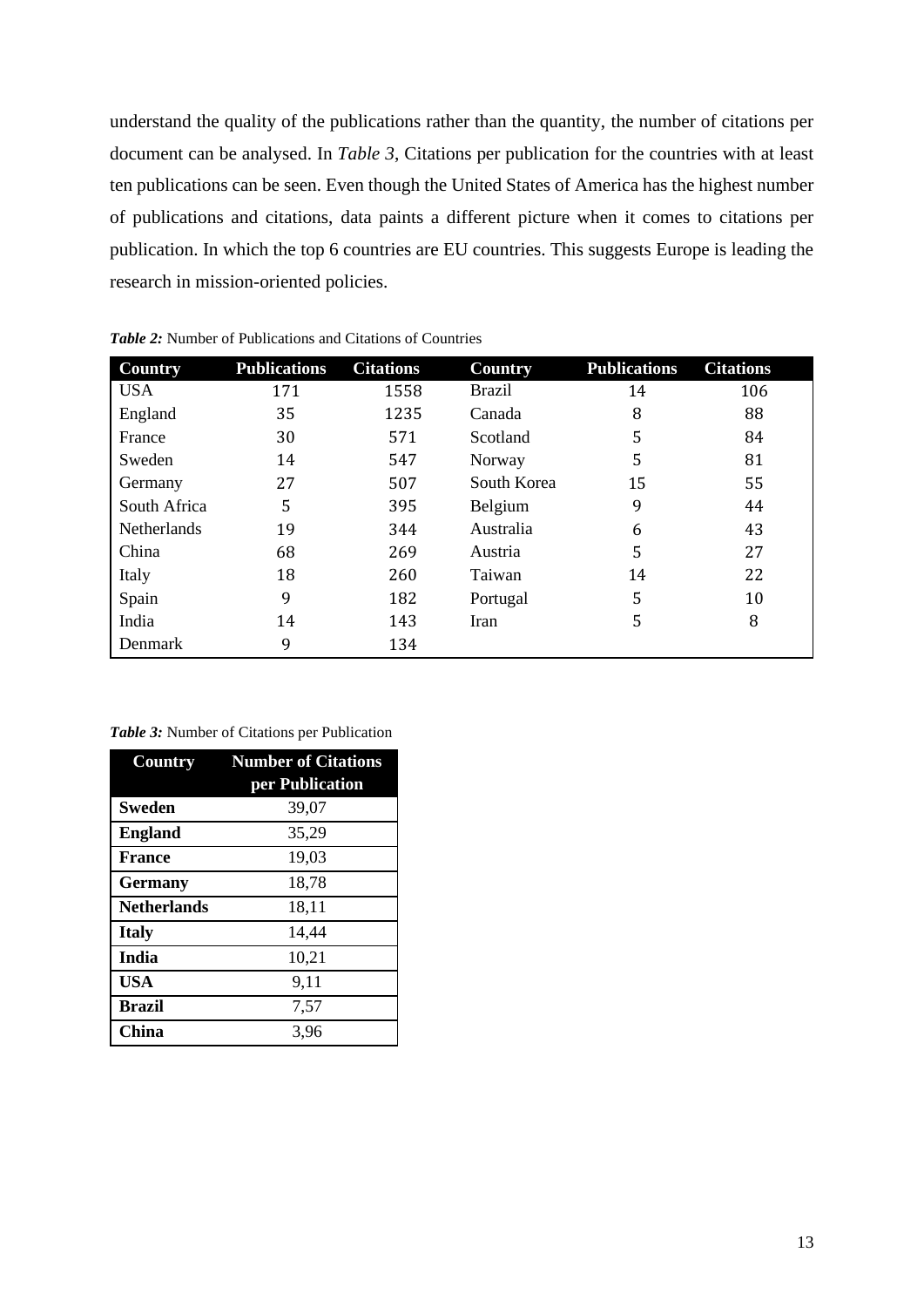understand the quality of the publications rather than the quantity, the number of citations per document can be analysed. In *Table 3*, Citations per publication for the countries with at least ten publications can be seen. Even though the United States of America has the highest number of publications and citations, data paints a different picture when it comes to citations per publication. In which the top 6 countries are EU countries. This suggests Europe is leading the research in mission-oriented policies.

***Table 2:*** Number of Publications and Citations of Countries

| Country | Publications | Citations | Country | Publications | Citations |
|---|---|---|---|---|---|
| USA | 171 | 1558 | Brazil | 14 | 106 |
| England | 35 | 1235 | Canada | 8 | 88 |
| France | 30 | 571 | Scotland | 5 | 84 |
| Sweden | 14 | 547 | Norway | 5 | 81 |
| Germany | 27 | 507 | South Korea | 15 | 55 |
| South Africa | 5 | 395 | Belgium | 9 | 44 |
| Netherlands | 19 | 344 | Australia | 6 | 43 |
| China | 68 | 269 | Austria | 5 | 27 |
| Italy | 18 | 260 | Taiwan | 14 | 22 |
| Spain | 9 | 182 | Portugal | 5 | 10 |
| India | 14 | 143 | Iran | 5 | 8 |
| Denmark | 9 | 134 | | | |

***Table 3:*** Number of Citations per Publication

| Country | Number of Citations per Publication |
|---|---|
| **Sweden** | 39,07 |
| **England** | 35,29 |
| **France** | 19,03 |
| **Germany** | 18,78 |
| **Netherlands** | 18,11 |
| **Italy** | 14,44 |
| **India** | 10,21 |
| **USA** | 9,11 |
| **Brazil** | 7,57 |
| **China** | 3,96 |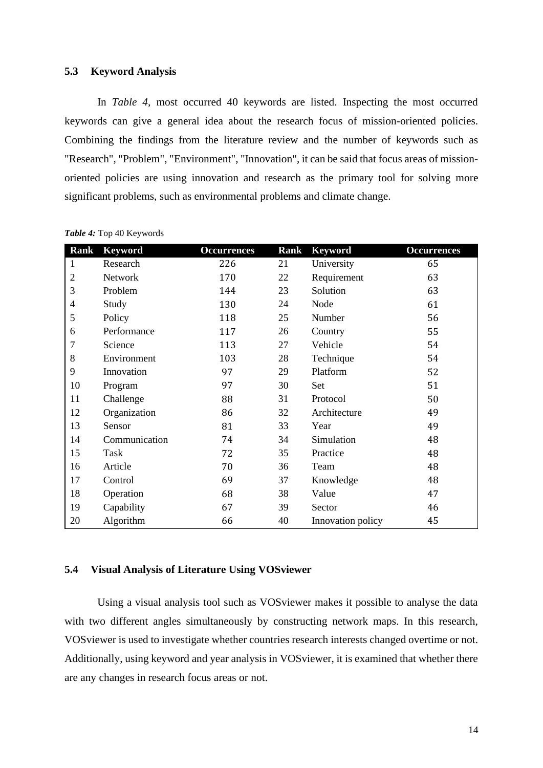### 5.3 Keyword Analysis

In *Table 4*, most occurred 40 keywords are listed. Inspecting the most occurred keywords can give a general idea about the research focus of mission-oriented policies. Combining the findings from the literature review and the number of keywords such as "Research", "Problem", "Environment", "Innovation", it can be said that focus areas of mission-oriented policies are using innovation and research as the primary tool for solving more significant problems, such as environmental problems and climate change.

***Table 4:*** Top 40 Keywords

| Rank | Keyword | Occurrences | Rank | Keyword | Occurrences |
|---|---|---|---|---|---|
| 1 | Research | 226 | 21 | University | 65 |
| 2 | Network | 170 | 22 | Requirement | 63 |
| 3 | Problem | 144 | 23 | Solution | 63 |
| 4 | Study | 130 | 24 | Node | 61 |
| 5 | Policy | 118 | 25 | Number | 56 |
| 6 | Performance | 117 | 26 | Country | 55 |
| 7 | Science | 113 | 27 | Vehicle | 54 |
| 8 | Environment | 103 | 28 | Technique | 54 |
| 9 | Innovation | 97 | 29 | Platform | 52 |
| 10 | Program | 97 | 30 | Set | 51 |
| 11 | Challenge | 88 | 31 | Protocol | 50 |
| 12 | Organization | 86 | 32 | Architecture | 49 |
| 13 | Sensor | 81 | 33 | Year | 49 |
| 14 | Communication | 74 | 34 | Simulation | 48 |
| 15 | Task | 72 | 35 | Practice | 48 |
| 16 | Article | 70 | 36 | Team | 48 |
| 17 | Control | 69 | 37 | Knowledge | 48 |
| 18 | Operation | 68 | 38 | Value | 47 |
| 19 | Capability | 67 | 39 | Sector | 46 |
| 20 | Algorithm | 66 | 40 | Innovation policy | 45 |

### 5.4 Visual Analysis of Literature Using VOSviewer

Using a visual analysis tool such as VOSviewer makes it possible to analyse the data with two different angles simultaneously by constructing network maps. In this research, VOSviewer is used to investigate whether countries research interests changed overtime or not. Additionally, using keyword and year analysis in VOSviewer, it is examined that whether there are any changes in research focus areas or not.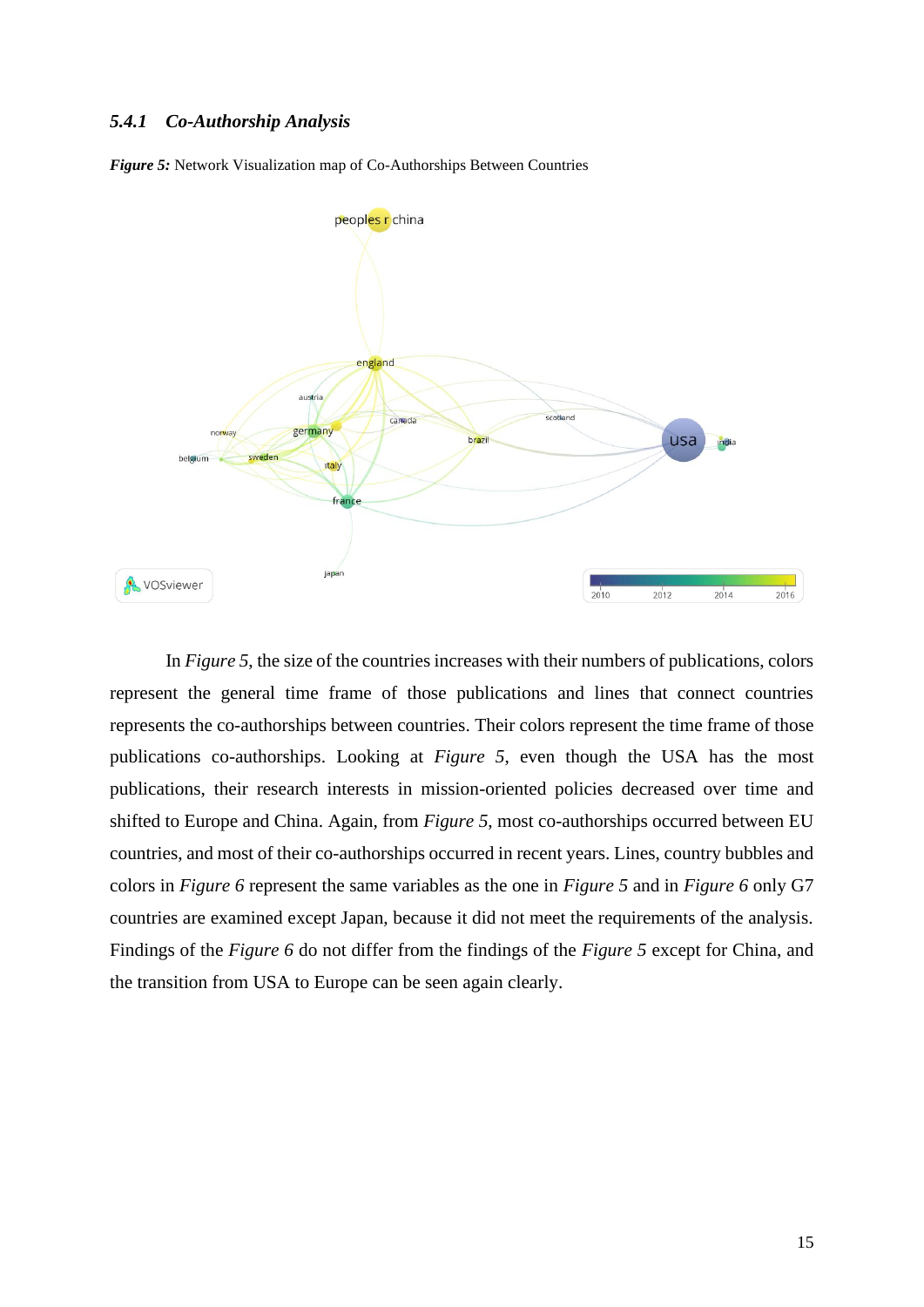### *5.4.1 Co-Authorship Analysis*

***Figure 5:*** Network Visualization map of Co-Authorships Between Countries

In *Figure 5*, the size of the countries increases with their numbers of publications, colors represent the general time frame of those publications and lines that connect countries represents the co-authorships between countries. Their colors represent the time frame of those publications co-authorships. Looking at *Figure 5*, even though the USA has the most publications, their research interests in mission-oriented policies decreased over time and shifted to Europe and China. Again, from *Figure 5*, most co-authorships occurred between EU countries, and most of their co-authorships occurred in recent years. Lines, country bubbles and colors in *Figure 6* represent the same variables as the one in *Figure 5* and in *Figure 6* only G7 countries are examined except Japan, because it did not meet the requirements of the analysis. Findings of the *Figure 6* do not differ from the findings of the *Figure 5* except for China, and the transition from USA to Europe can be seen again clearly.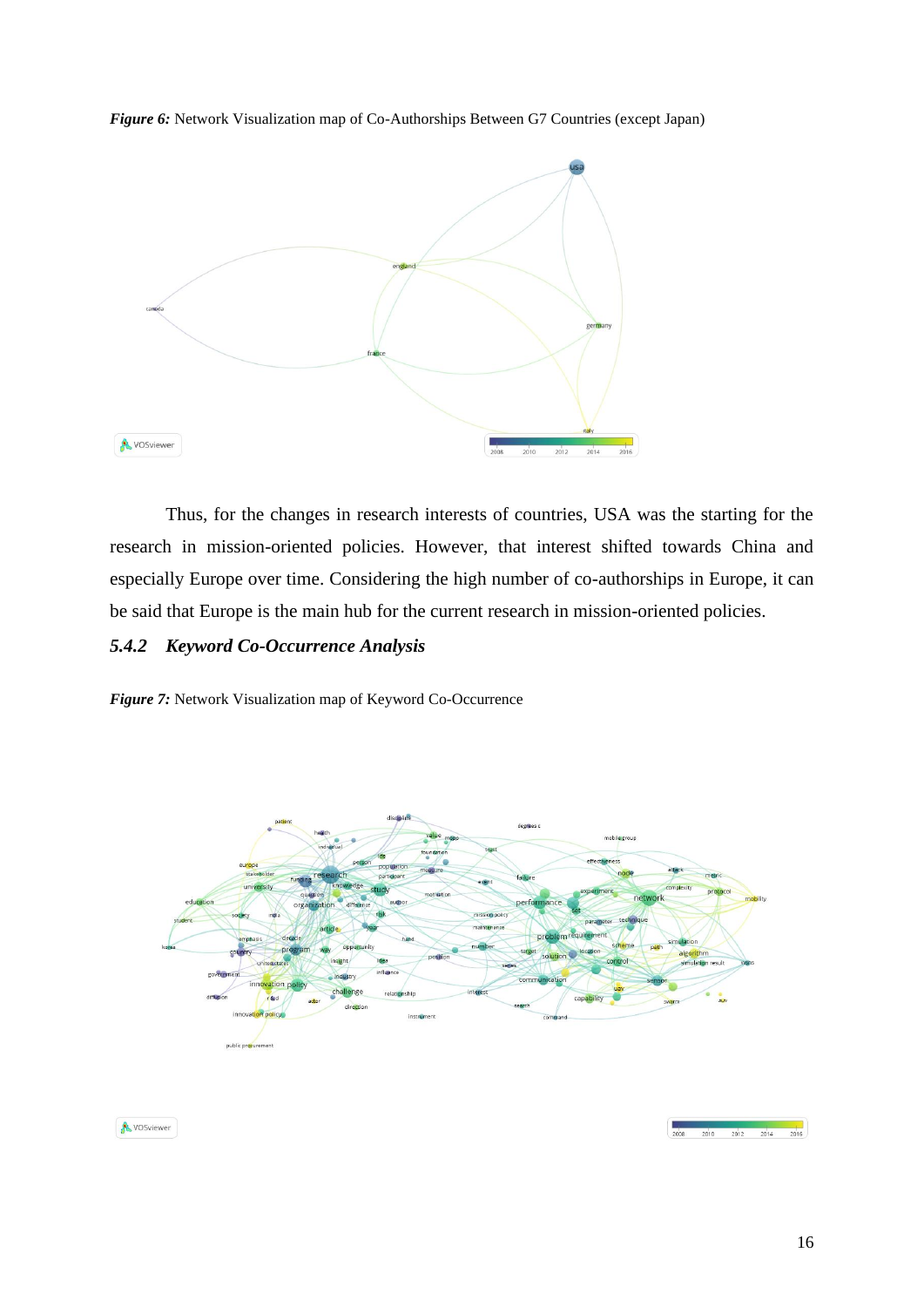***Figure 6:*** Network Visualization map of Co-Authorships Between G7 Countries (except Japan)

Thus, for the changes in research interests of countries, USA was the starting for the research in mission-oriented policies. However, that interest shifted towards China and especially Europe over time. Considering the high number of co-authorships in Europe, it can be said that Europe is the main hub for the current research in mission-oriented policies.

### *5.4.2 Keyword Co-Occurrence Analysis*

***Figure 7:*** Network Visualization map of Keyword Co-Occurrence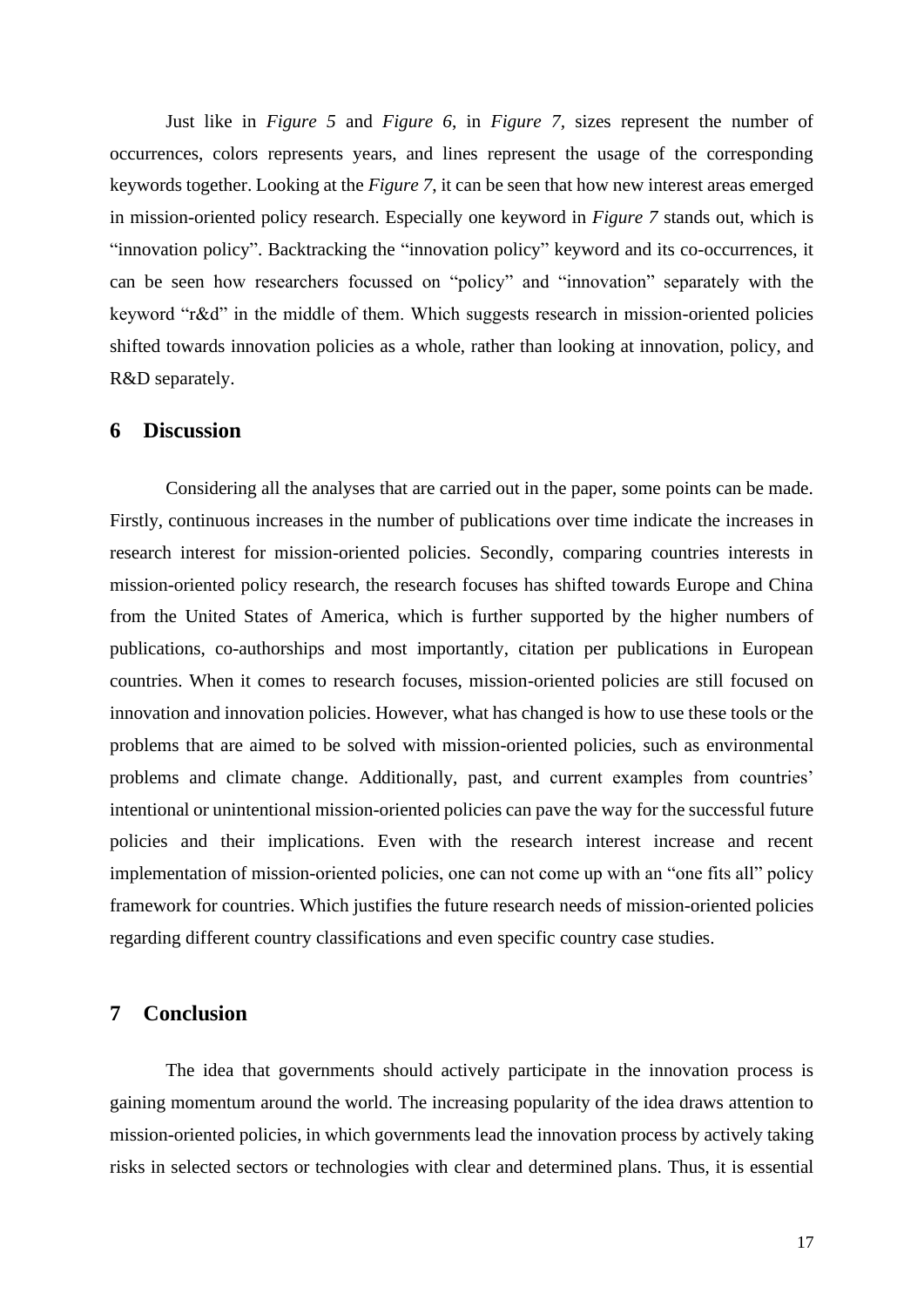Just like in *Figure 5* and *Figure 6*, in *Figure 7*, sizes represent the number of occurrences, colors represents years, and lines represent the usage of the corresponding keywords together. Looking at the *Figure 7*, it can be seen that how new interest areas emerged in mission-oriented policy research. Especially one keyword in *Figure 7* stands out, which is "innovation policy". Backtracking the "innovation policy" keyword and its co-occurrences, it can be seen how researchers focussed on "policy" and "innovation" separately with the keyword "r&d" in the middle of them. Which suggests research in mission-oriented policies shifted towards innovation policies as a whole, rather than looking at innovation, policy, and R&D separately.

## 6 Discussion

Considering all the analyses that are carried out in the paper, some points can be made. Firstly, continuous increases in the number of publications over time indicate the increases in research interest for mission-oriented policies. Secondly, comparing countries interests in mission-oriented policy research, the research focuses has shifted towards Europe and China from the United States of America, which is further supported by the higher numbers of publications, co-authorships and most importantly, citation per publications in European countries. When it comes to research focuses, mission-oriented policies are still focused on innovation and innovation policies. However, what has changed is how to use these tools or the problems that are aimed to be solved with mission-oriented policies, such as environmental problems and climate change. Additionally, past, and current examples from countries' intentional or unintentional mission-oriented policies can pave the way for the successful future policies and their implications. Even with the research interest increase and recent implementation of mission-oriented policies, one can not come up with an "one fits all" policy framework for countries. Which justifies the future research needs of mission-oriented policies regarding different country classifications and even specific country case studies.

## 7 Conclusion

The idea that governments should actively participate in the innovation process is gaining momentum around the world. The increasing popularity of the idea draws attention to mission-oriented policies, in which governments lead the innovation process by actively taking risks in selected sectors or technologies with clear and determined plans. Thus, it is essential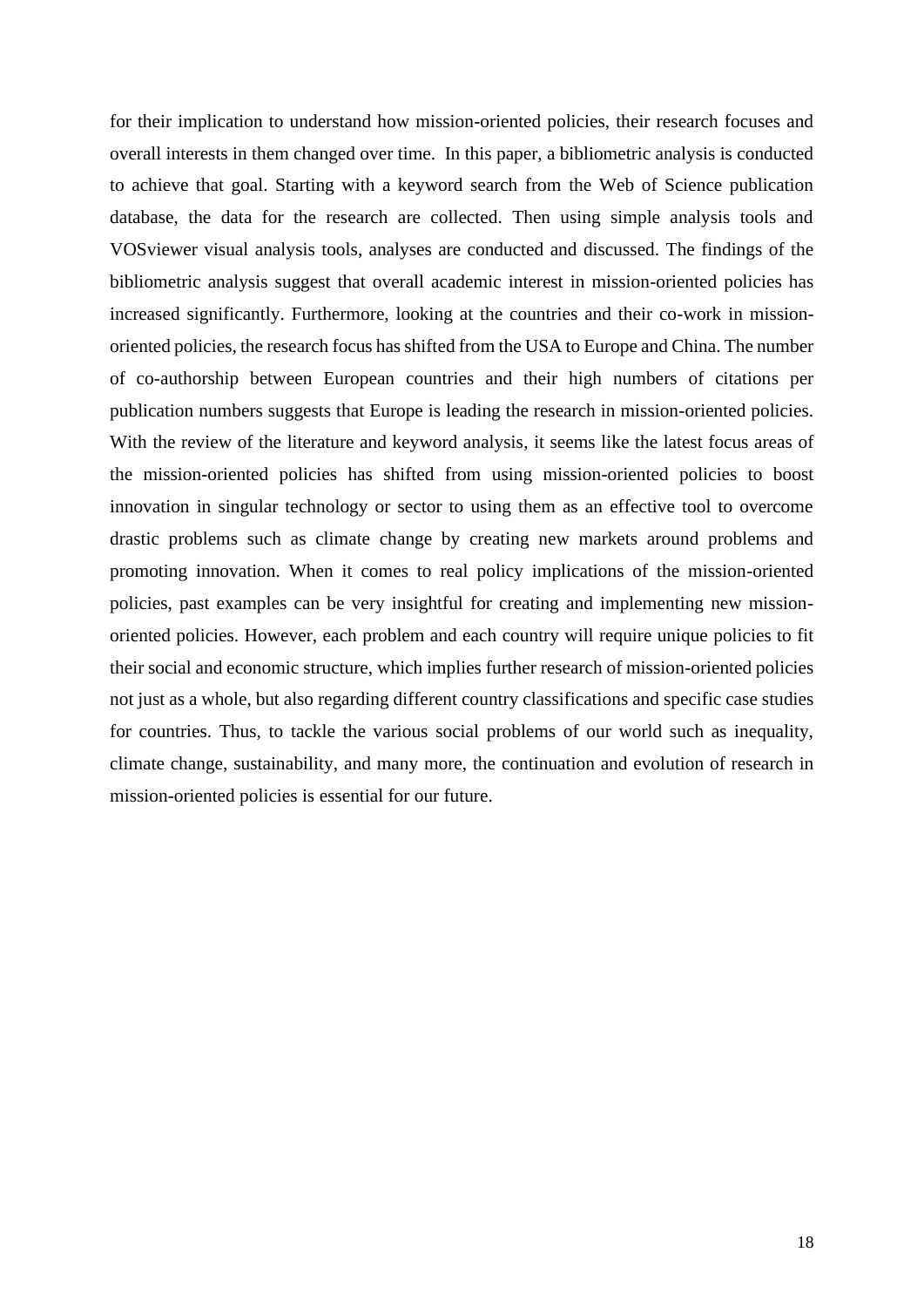for their implication to understand how mission-oriented policies, their research focuses and overall interests in them changed over time. In this paper, a bibliometric analysis is conducted to achieve that goal. Starting with a keyword search from the Web of Science publication database, the data for the research are collected. Then using simple analysis tools and VOSviewer visual analysis tools, analyses are conducted and discussed. The findings of the bibliometric analysis suggest that overall academic interest in mission-oriented policies has increased significantly. Furthermore, looking at the countries and their co-work in mission-oriented policies, the research focus has shifted from the USA to Europe and China. The number of co-authorship between European countries and their high numbers of citations per publication numbers suggests that Europe is leading the research in mission-oriented policies. With the review of the literature and keyword analysis, it seems like the latest focus areas of the mission-oriented policies has shifted from using mission-oriented policies to boost innovation in singular technology or sector to using them as an effective tool to overcome drastic problems such as climate change by creating new markets around problems and promoting innovation. When it comes to real policy implications of the mission-oriented policies, past examples can be very insightful for creating and implementing new mission-oriented policies. However, each problem and each country will require unique policies to fit their social and economic structure, which implies further research of mission-oriented policies not just as a whole, but also regarding different country classifications and specific case studies for countries. Thus, to tackle the various social problems of our world such as inequality, climate change, sustainability, and many more, the continuation and evolution of research in mission-oriented policies is essential for our future.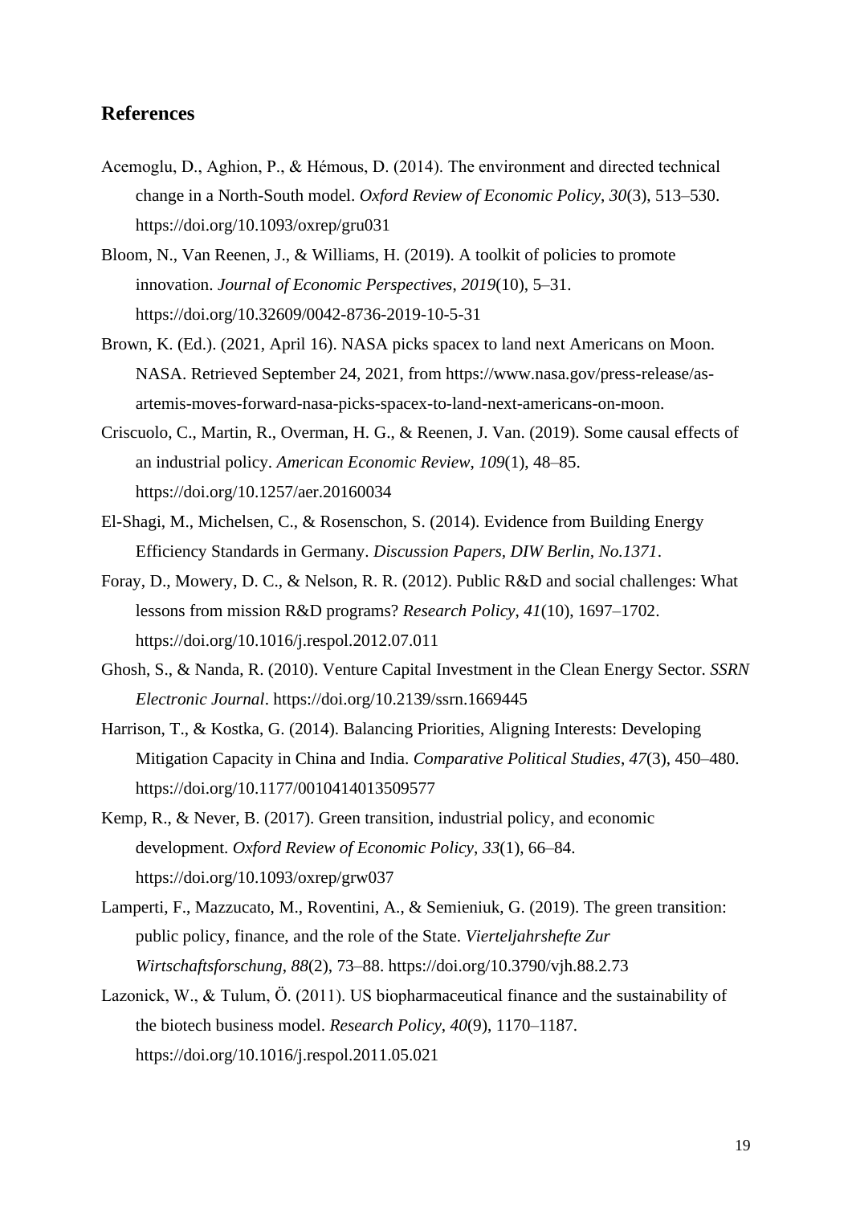## References

Acemoglu, D., Aghion, P., & Hémous, D. (2014). The environment and directed technical change in a North-South model. *Oxford Review of Economic Policy*, *30*(3), 513–530. https://doi.org/10.1093/oxrep/gru031

Bloom, N., Van Reenen, J., & Williams, H. (2019). A toolkit of policies to promote innovation. *Journal of Economic Perspectives*, *2019*(10), 5–31. https://doi.org/10.32609/0042-8736-2019-10-5-31

Brown, K. (Ed.). (2021, April 16). NASA picks spacex to land next Americans on Moon. NASA. Retrieved September 24, 2021, from https://www.nasa.gov/press-release/as-artemis-moves-forward-nasa-picks-spacex-to-land-next-americans-on-moon.

Criscuolo, C., Martin, R., Overman, H. G., & Reenen, J. Van. (2019). Some causal effects of an industrial policy. *American Economic Review*, *109*(1), 48–85. https://doi.org/10.1257/aer.20160034

El-Shagi, M., Michelsen, C., & Rosenschon, S. (2014). Evidence from Building Energy Efficiency Standards in Germany. *Discussion Papers, DIW Berlin, No.1371*.

Foray, D., Mowery, D. C., & Nelson, R. R. (2012). Public R&D and social challenges: What lessons from mission R&D programs? *Research Policy*, *41*(10), 1697–1702. https://doi.org/10.1016/j.respol.2012.07.011

Ghosh, S., & Nanda, R. (2010). Venture Capital Investment in the Clean Energy Sector. *SSRN Electronic Journal*. https://doi.org/10.2139/ssrn.1669445

Harrison, T., & Kostka, G. (2014). Balancing Priorities, Aligning Interests: Developing Mitigation Capacity in China and India. *Comparative Political Studies*, *47*(3), 450–480. https://doi.org/10.1177/0010414013509577

Kemp, R., & Never, B. (2017). Green transition, industrial policy, and economic development. *Oxford Review of Economic Policy*, *33*(1), 66–84. https://doi.org/10.1093/oxrep/grw037

Lamperti, F., Mazzucato, M., Roventini, A., & Semieniuk, G. (2019). The green transition: public policy, finance, and the role of the State. *Vierteljahrshefte Zur Wirtschaftsforschung*, *88*(2), 73–88. https://doi.org/10.3790/vjh.88.2.73

Lazonick, W., & Tulum, Ö. (2011). US biopharmaceutical finance and the sustainability of the biotech business model. *Research Policy*, *40*(9), 1170–1187. https://doi.org/10.1016/j.respol.2011.05.021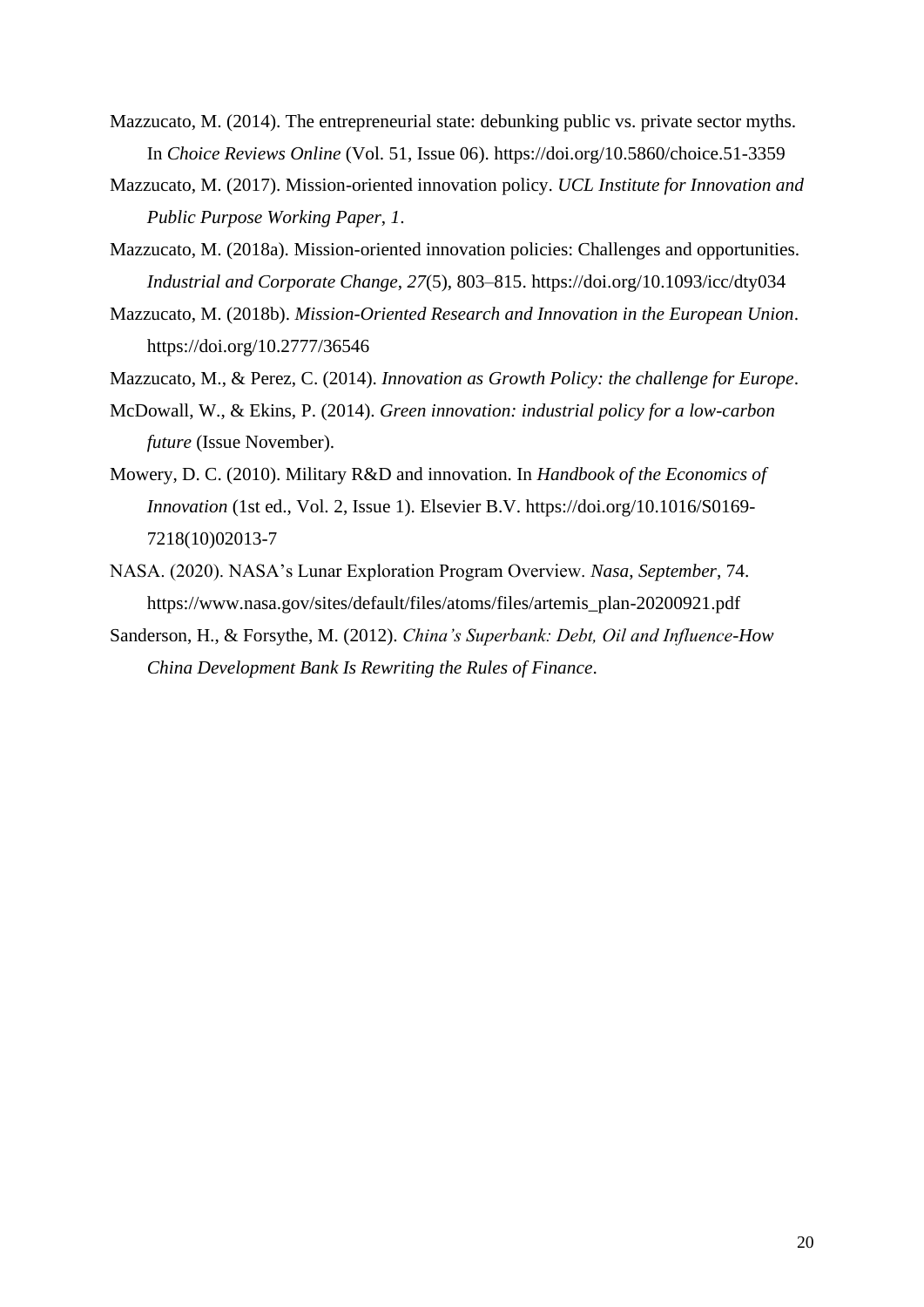Mazzucato, M. (2014). The entrepreneurial state: debunking public vs. private sector myths. In *Choice Reviews Online* (Vol. 51, Issue 06). https://doi.org/10.5860/choice.51-3359

Mazzucato, M. (2017). Mission-oriented innovation policy. *UCL Institute for Innovation and Public Purpose Working Paper*, *1*.

Mazzucato, M. (2018a). Mission-oriented innovation policies: Challenges and opportunities. *Industrial and Corporate Change*, *27*(5), 803–815. https://doi.org/10.1093/icc/dty034

Mazzucato, M. (2018b). *Mission-Oriented Research and Innovation in the European Union*. https://doi.org/10.2777/36546

Mazzucato, M., & Perez, C. (2014). *Innovation as Growth Policy: the challenge for Europe*.

McDowall, W., & Ekins, P. (2014). *Green innovation: industrial policy for a low-carbon future* (Issue November).

Mowery, D. C. (2010). Military R&D and innovation. In *Handbook of the Economics of Innovation* (1st ed., Vol. 2, Issue 1). Elsevier B.V. https://doi.org/10.1016/S0169-7218(10)02013-7

NASA. (2020). NASA's Lunar Exploration Program Overview. *Nasa*, *September*, 74. https://www.nasa.gov/sites/default/files/atoms/files/artemis_plan-20200921.pdf

Sanderson, H., & Forsythe, M. (2012). *China's Superbank: Debt, Oil and Influence-How China Development Bank Is Rewriting the Rules of Finance*.